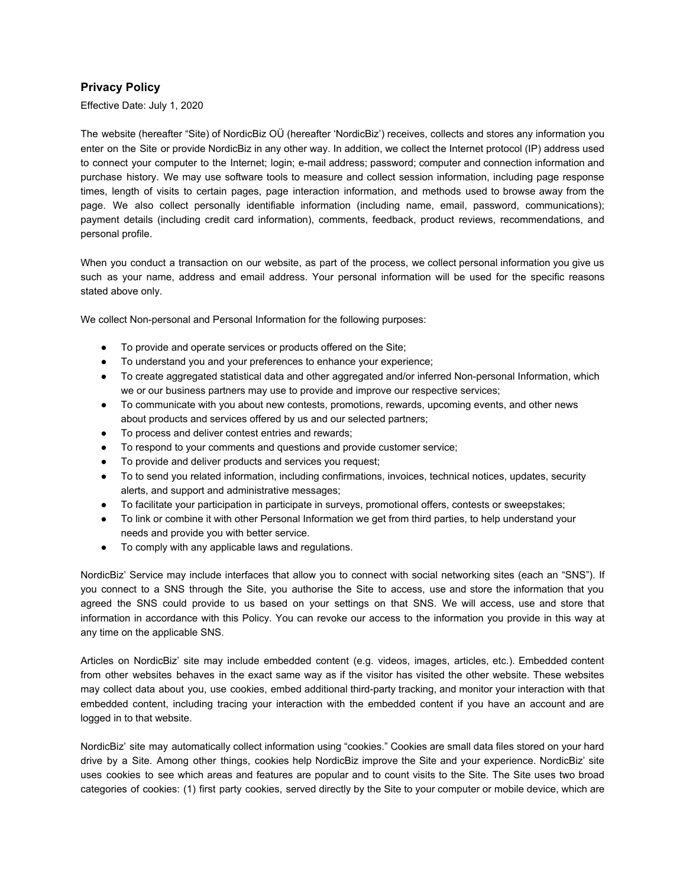## Privacy Policy

Effective Date: July 1, 2020

The website (hereafter "Site") of NordicBiz OÜ (hereafter 'NordicBiz') receives, collects and stores any information you enter on the Site or provide NordicBiz in any other way. In addition, we collect the Internet protocol (IP) address used to connect your computer to the Internet; login; e-mail address; password; computer and connection information and purchase history. We may use software tools to measure and collect session information, including page response times, length of visits to certain pages, page interaction information, and methods used to browse away from the page. We also collect personally identifiable information (including name, email, password, communications); payment details (including credit card information), comments, feedback, product reviews, recommendations, and personal profile.

When you conduct a transaction on our website, as part of the process, we collect personal information you give us such as your name, address and email address. Your personal information will be used for the specific reasons stated above only.

We collect Non-personal and Personal Information for the following purposes:

- To provide and operate services or products offered on the Site;
- To understand you and your preferences to enhance your experience;
- To create aggregated statistical data and other aggregated and/or inferred Non-personal Information, which we or our business partners may use to provide and improve our respective services;
- To communicate with you about new contests, promotions, rewards, upcoming events, and other news about products and services offered by us and our selected partners;
- To process and deliver contest entries and rewards;
- To respond to your comments and questions and provide customer service;
- To provide and deliver products and services you request;
- To to send you related information, including confirmations, invoices, technical notices, updates, security alerts, and support and administrative messages;
- To facilitate your participation in participate in surveys, promotional offers, contests or sweepstakes;
- To link or combine it with other Personal Information we get from third parties, to help understand your needs and provide you with better service.
- To comply with any applicable laws and regulations.

NordicBiz' Service may include interfaces that allow you to connect with social networking sites (each an "SNS"). If you connect to a SNS through the Site, you authorise the Site to access, use and store the information that you agreed the SNS could provide to us based on your settings on that SNS. We will access, use and store that information in accordance with this Policy. You can revoke our access to the information you provide in this way at any time on the applicable SNS.

Articles on NordicBiz' site may include embedded content (e.g. videos, images, articles, etc.). Embedded content from other websites behaves in the exact same way as if the visitor has visited the other website. These websites may collect data about you, use cookies, embed additional third-party tracking, and monitor your interaction with that embedded content, including tracing your interaction with the embedded content if you have an account and are logged in to that website.

NordicBiz' site may automatically collect information using "cookies." Cookies are small data files stored on your hard drive by a Site. Among other things, cookies help NordicBiz improve the Site and your experience. NordicBiz' site uses cookies to see which areas and features are popular and to count visits to the Site. The Site uses two broad categories of cookies: (1) first party cookies, served directly by the Site to your computer or mobile device, which are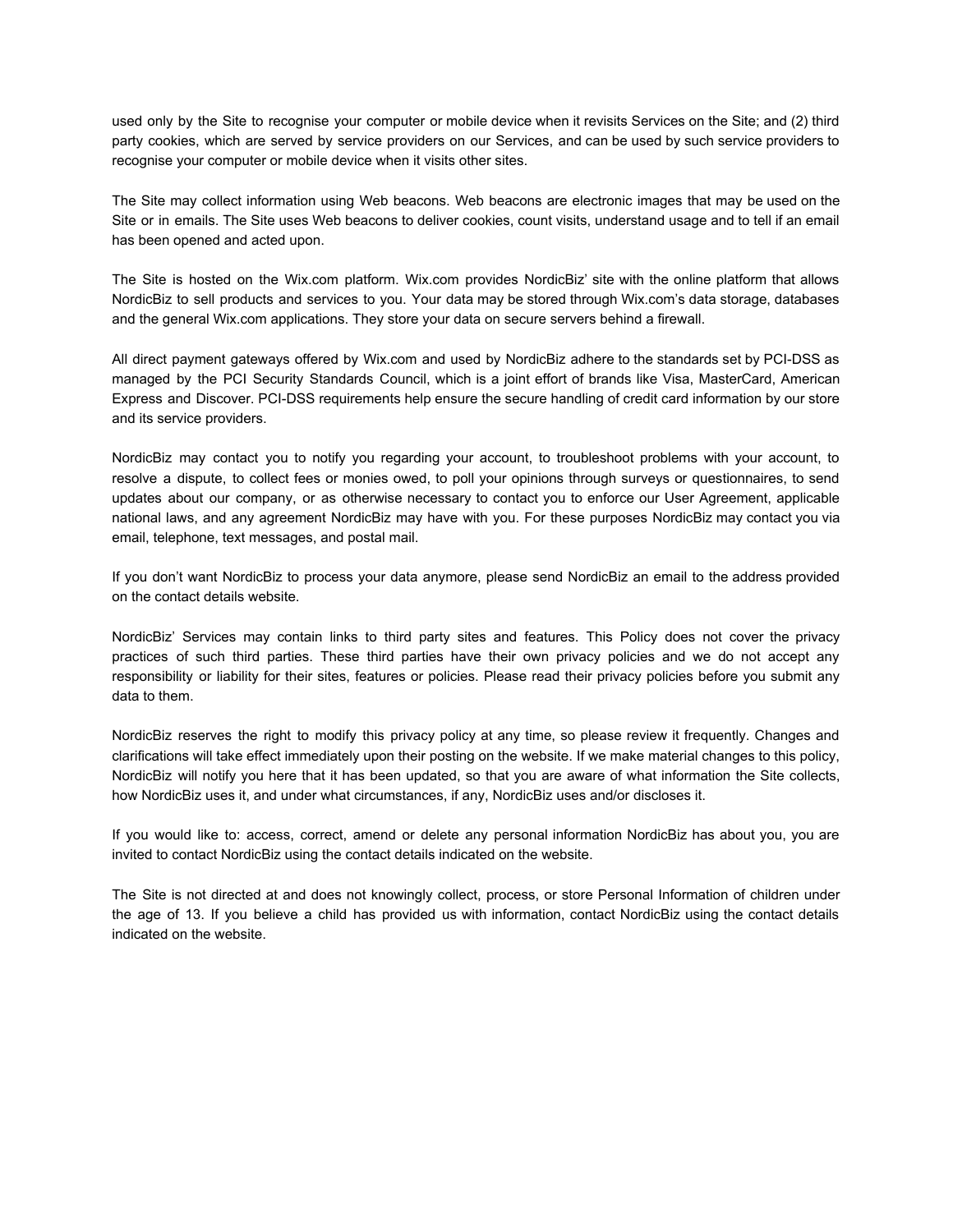used only by the Site to recognise your computer or mobile device when it revisits Services on the Site; and (2) third party cookies, which are served by service providers on our Services, and can be used by such service providers to recognise your computer or mobile device when it visits other sites.

The Site may collect information using Web beacons. Web beacons are electronic images that may be used on the Site or in emails. The Site uses Web beacons to deliver cookies, count visits, understand usage and to tell if an email has been opened and acted upon.

The Site is hosted on the Wix.com platform. Wix.com provides NordicBiz' site with the online platform that allows NordicBiz to sell products and services to you. Your data may be stored through Wix.com's data storage, databases and the general Wix.com applications. They store your data on secure servers behind a firewall.

All direct payment gateways offered by Wix.com and used by NordicBiz adhere to the standards set by PCI-DSS as managed by the PCI Security Standards Council, which is a joint effort of brands like Visa, MasterCard, American Express and Discover. PCI-DSS requirements help ensure the secure handling of credit card information by our store and its service providers.

NordicBiz may contact you to notify you regarding your account, to troubleshoot problems with your account, to resolve a dispute, to collect fees or monies owed, to poll your opinions through surveys or questionnaires, to send updates about our company, or as otherwise necessary to contact you to enforce our User Agreement, applicable national laws, and any agreement NordicBiz may have with you. For these purposes NordicBiz may contact you via email, telephone, text messages, and postal mail.

If you don't want NordicBiz to process your data anymore, please send NordicBiz an email to the address provided on the contact details website.

NordicBiz' Services may contain links to third party sites and features. This Policy does not cover the privacy practices of such third parties. These third parties have their own privacy policies and we do not accept any responsibility or liability for their sites, features or policies. Please read their privacy policies before you submit any data to them.

NordicBiz reserves the right to modify this privacy policy at any time, so please review it frequently. Changes and clarifications will take effect immediately upon their posting on the website. If we make material changes to this policy, NordicBiz will notify you here that it has been updated, so that you are aware of what information the Site collects, how NordicBiz uses it, and under what circumstances, if any, NordicBiz uses and/or discloses it.

If you would like to: access, correct, amend or delete any personal information NordicBiz has about you, you are invited to contact NordicBiz using the contact details indicated on the website.

The Site is not directed at and does not knowingly collect, process, or store Personal Information of children under the age of 13. If you believe a child has provided us with information, contact NordicBiz using the contact details indicated on the website.